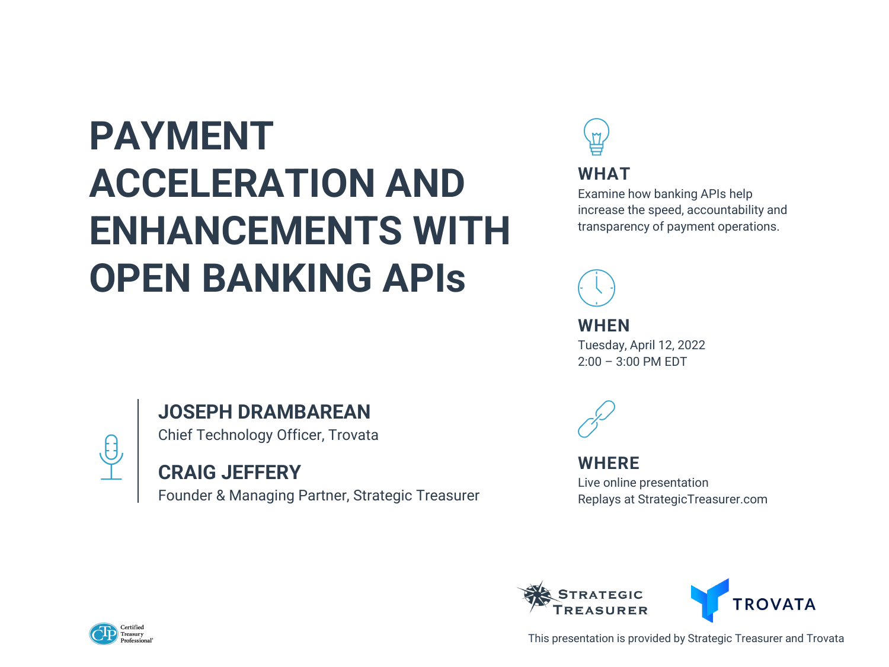# PAYMENT ACCELERATION AND ENHANCEMENTS WITH OPEN BANKING APIs

**JOSEPH DRAMBAREAN**
Chief Technology Officer, Trovata

**CRAIG JEFFERY**
Founder & Managing Partner, Strategic Treasurer

## WHAT

Examine how banking APIs help increase the speed, accountability and transparency of payment operations.

## WHEN

Tuesday, April 12, 2022
2:00 – 3:00 PM EDT

## WHERE

Live online presentation
Replays at StrategicTreasurer.com

STRATEGIC TREASURER

TROVATA

This presentation is provided by Strategic Treasurer and Trovata

Certified Treasury Professional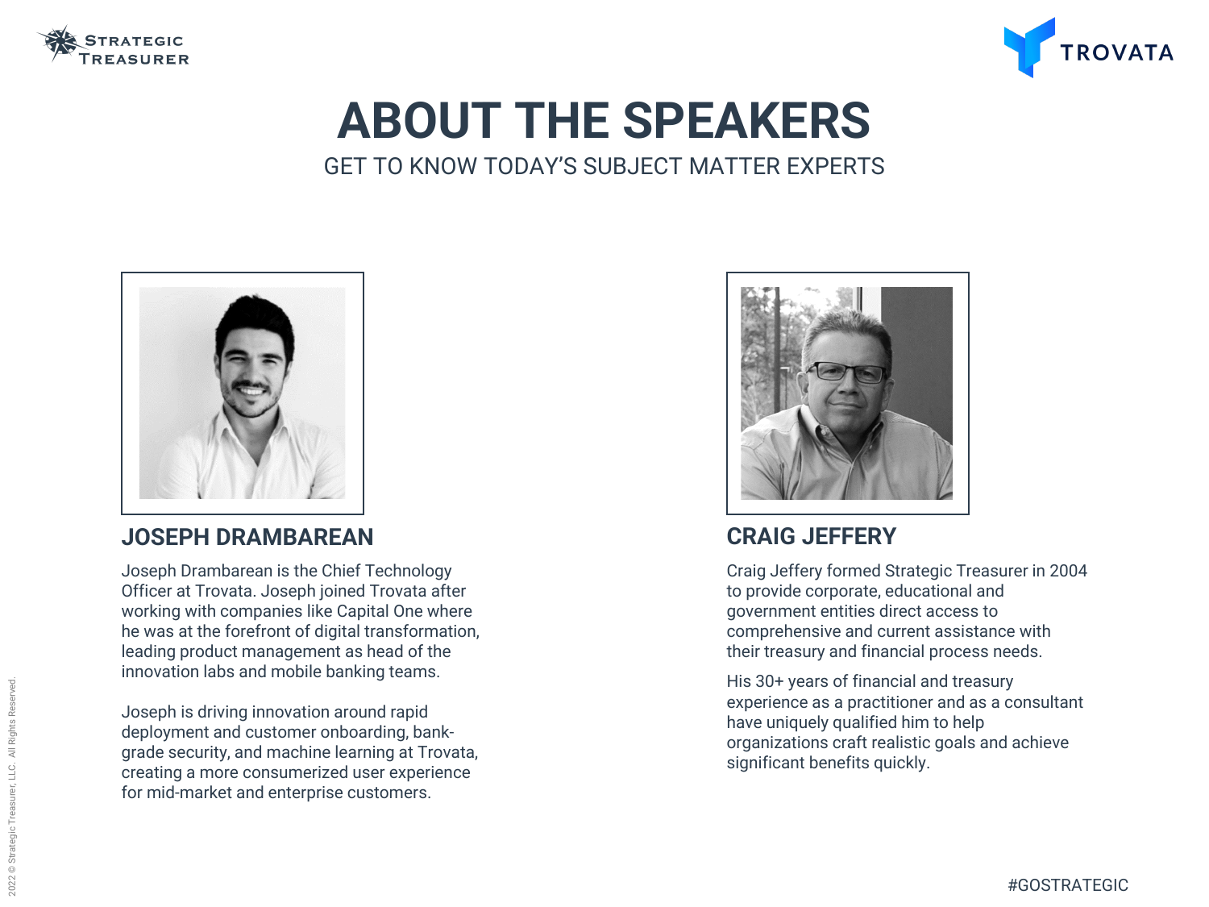# ABOUT THE SPEAKERS

GET TO KNOW TODAY'S SUBJECT MATTER EXPERTS

## JOSEPH DRAMBAREAN

Joseph Drambarean is the Chief Technology Officer at Trovata. Joseph joined Trovata after working with companies like Capital One where he was at the forefront of digital transformation, leading product management as head of the innovation labs and mobile banking teams.

Joseph is driving innovation around rapid deployment and customer onboarding, bank-grade security, and machine learning at Trovata, creating a more consumerized user experience for mid-market and enterprise customers.

## CRAIG JEFFERY

Craig Jeffery formed Strategic Treasurer in 2004 to provide corporate, educational and government entities direct access to comprehensive and current assistance with their treasury and financial process needs.

His 30+ years of financial and treasury experience as a practitioner and as a consultant have uniquely qualified him to help organizations craft realistic goals and achieve significant benefits quickly.

#GOSTRATEGIC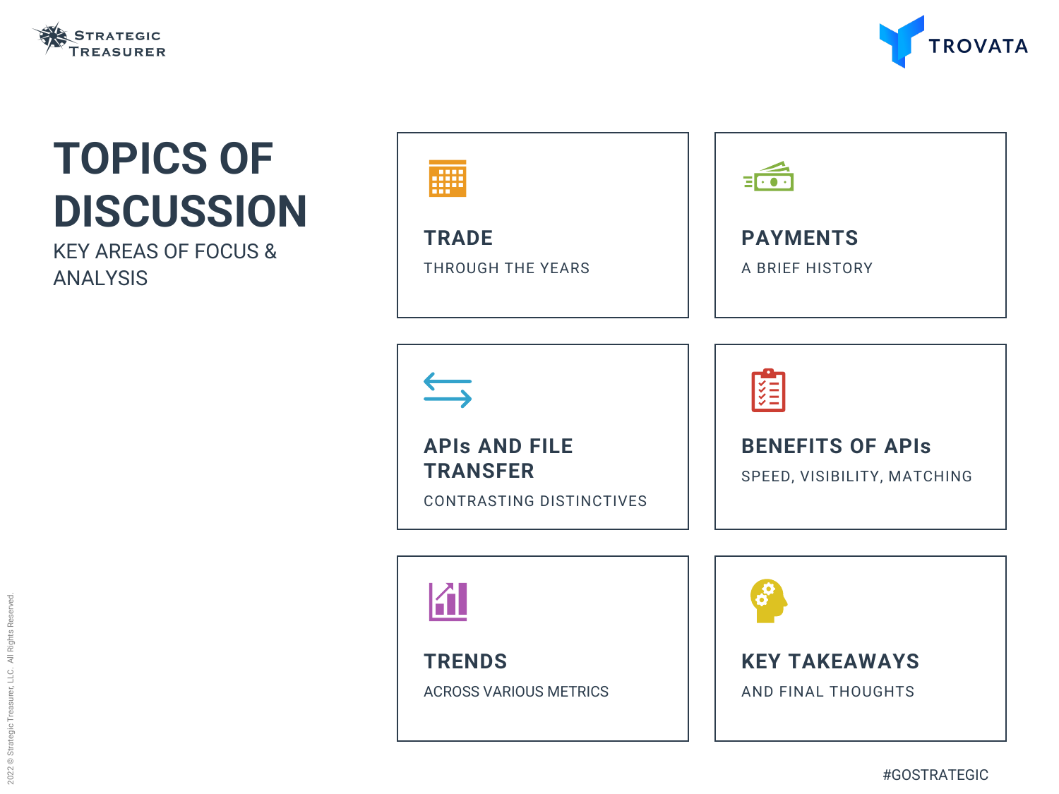# TOPICS OF DISCUSSION

KEY AREAS OF FOCUS & ANALYSIS

### TRADE

THROUGH THE YEARS

### PAYMENTS

A BRIEF HISTORY

### APIs AND FILE TRANSFER

CONTRASTING DISTINCTIVES

### BENEFITS OF APIs

SPEED, VISIBILITY, MATCHING

### TRENDS

ACROSS VARIOUS METRICS

### KEY TAKEAWAYS

AND FINAL THOUGHTS

#GOSTRATEGIC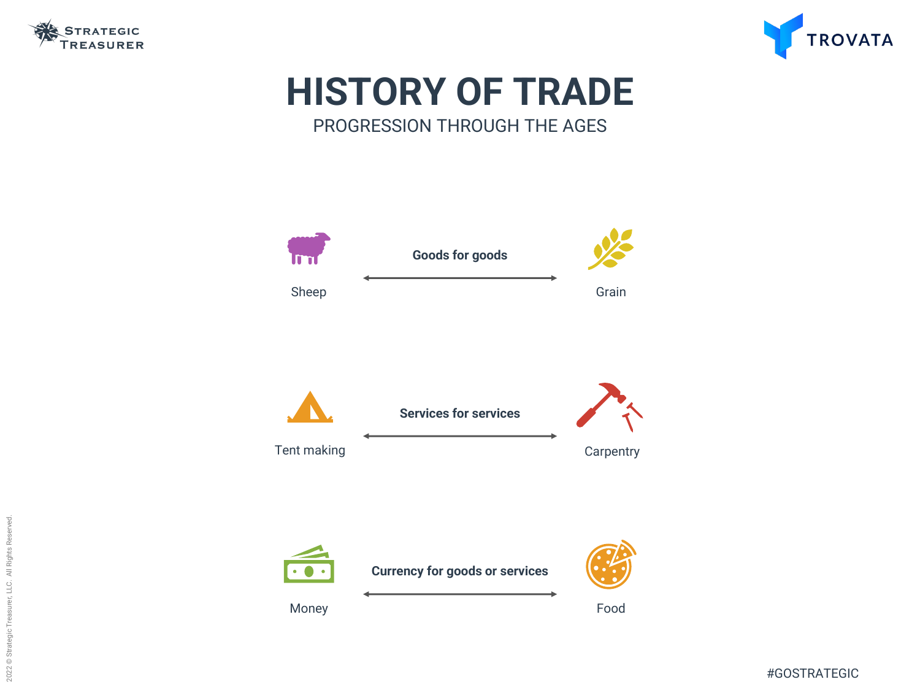# HISTORY OF TRADE

## PROGRESSION THROUGH THE AGES

| | | |
|---|---|---|
| Sheep | **Goods for goods** ↔ | Grain |
| Tent making | **Services for services** ↔ | Carpentry |
| Money | **Currency for goods or services** ↔ | Food |

2022 © Strategic Treasurer, LLC. All Rights Reserved.

#GOSTRATEGIC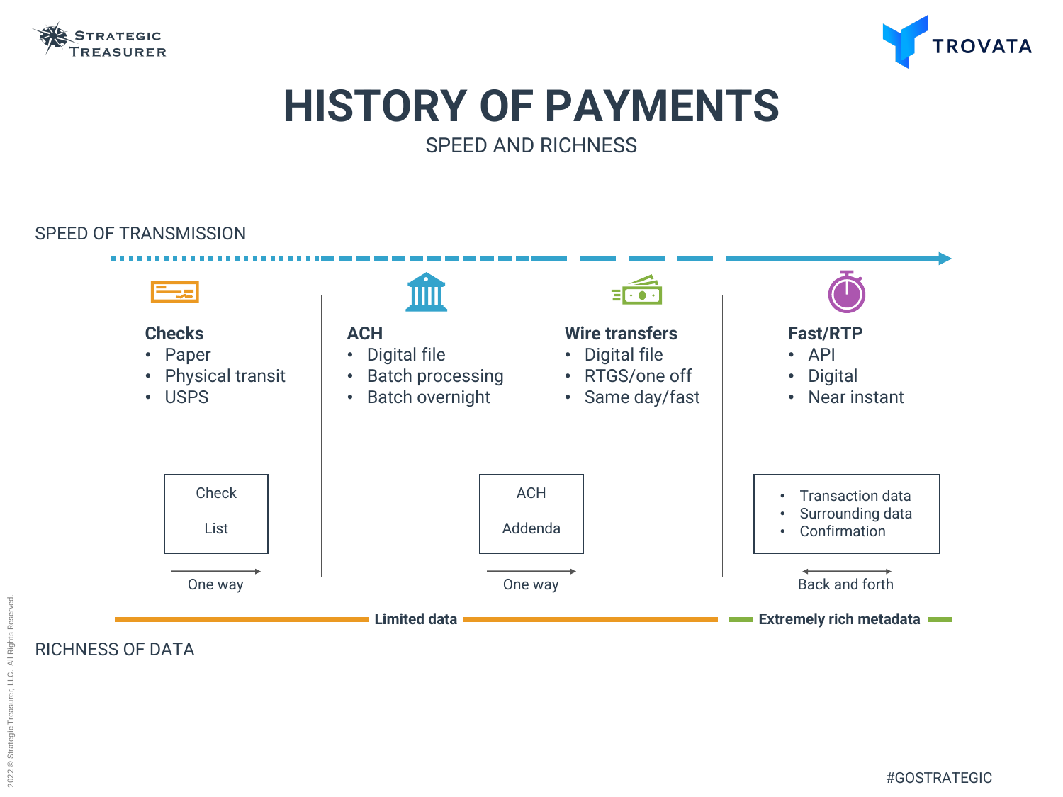# HISTORY OF PAYMENTS

SPEED AND RICHNESS

SPEED OF TRANSMISSION

**Checks**
- Paper
- Physical transit
- USPS

**ACH**
- Digital file
- Batch processing
- Batch overnight

**Wire transfers**
- Digital file
- RTGS/one off
- Same day/fast

**Fast/RTP**
- API
- Digital
- Near instant

| Check |
|---|
| List |

One way

| ACH |
|---|
| Addenda |

One way

- Transaction data
- Surrounding data
- Confirmation

Back and forth

**Limited data** — **Extremely rich metadata**

RICHNESS OF DATA

#GOSTRATEGIC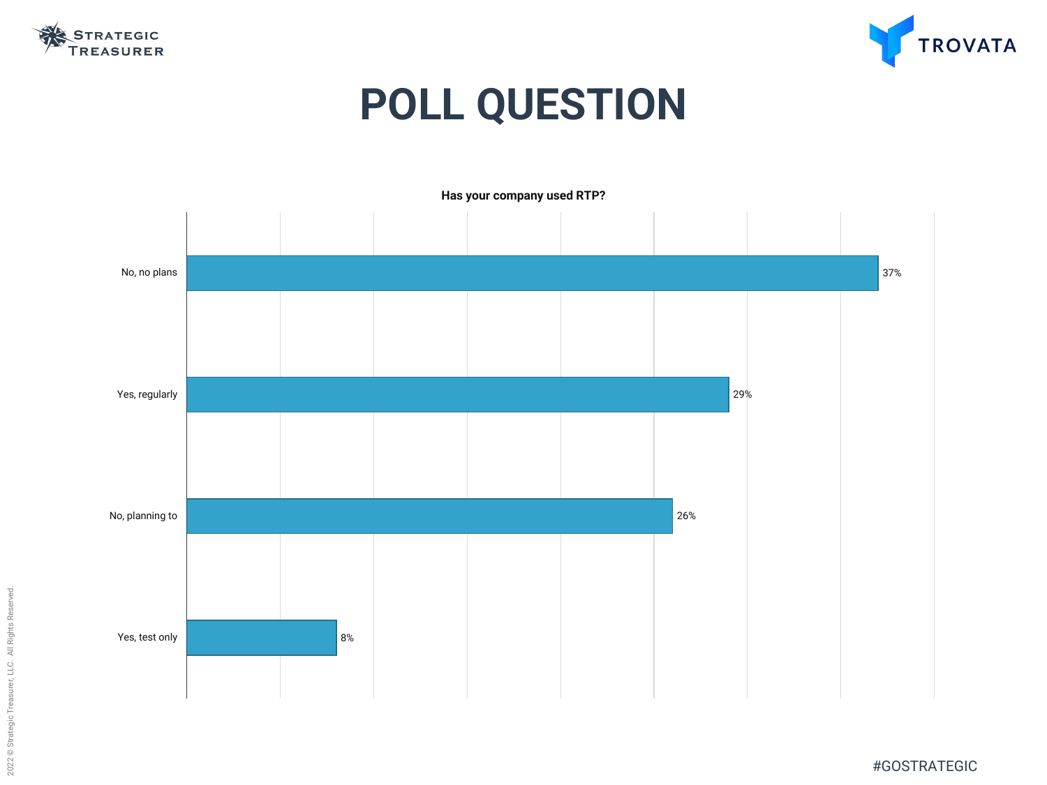# POLL QUESTION

**Has your company used RTP?**

| Response | Percentage |
| --- | --- |
| No, no plans | 37% |
| Yes, regularly | 29% |
| No, planning to | 26% |
| Yes, test only | 8% |

#GOSTRATEGIC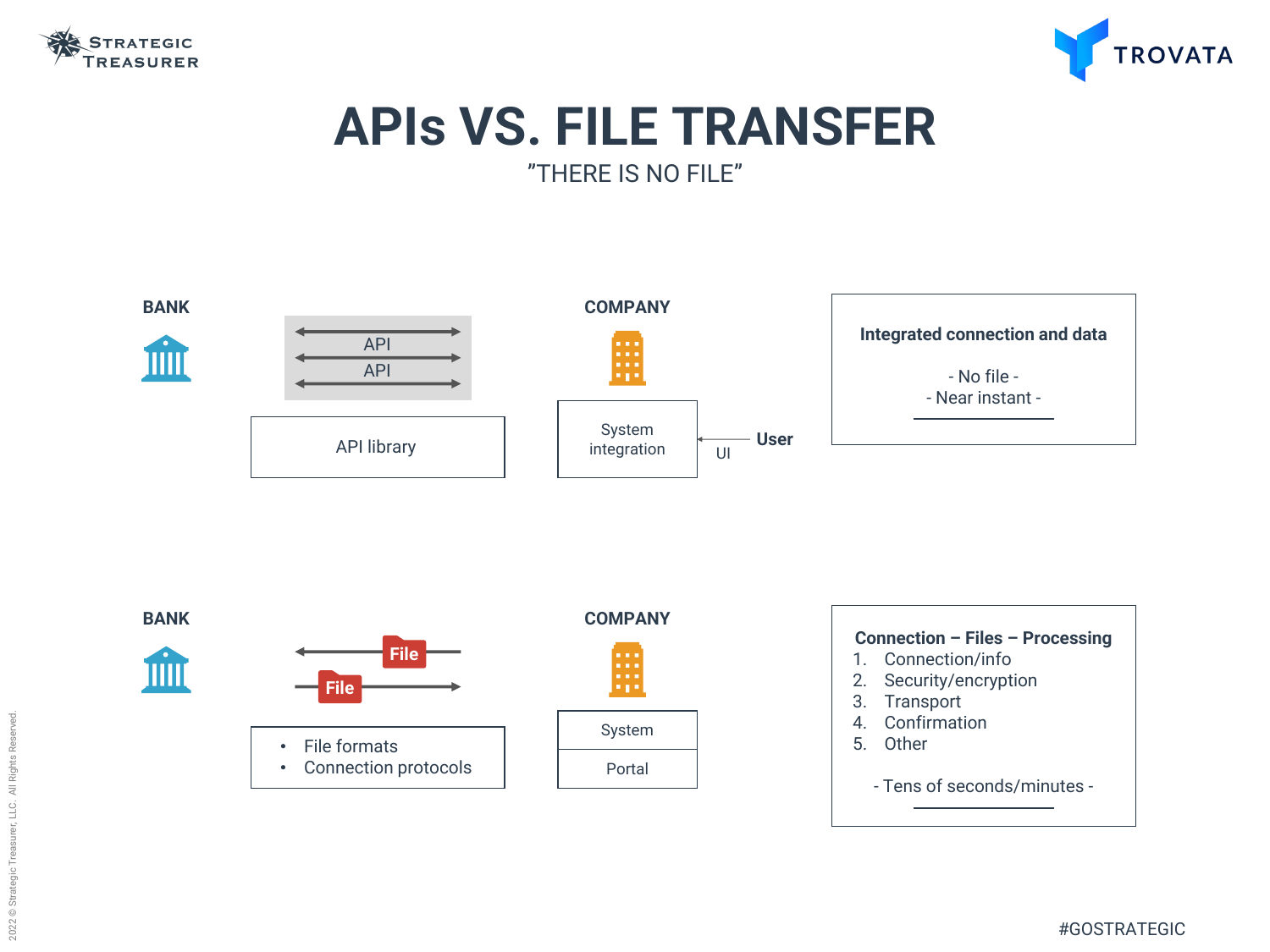# APIs VS. FILE TRANSFER

"THERE IS NO FILE"

**BANK**

API

API

API library

**COMPANY**

System integration

UI

**User**

**Integrated connection and data**

- No file -
- Near instant -

**BANK**

File

File

- File formats
- Connection protocols

**COMPANY**

System

Portal

**Connection – Files – Processing**

1. Connection/info
2. Security/encryption
3. Transport
4. Confirmation
5. Other

- Tens of seconds/minutes -

#GOSTRATEGIC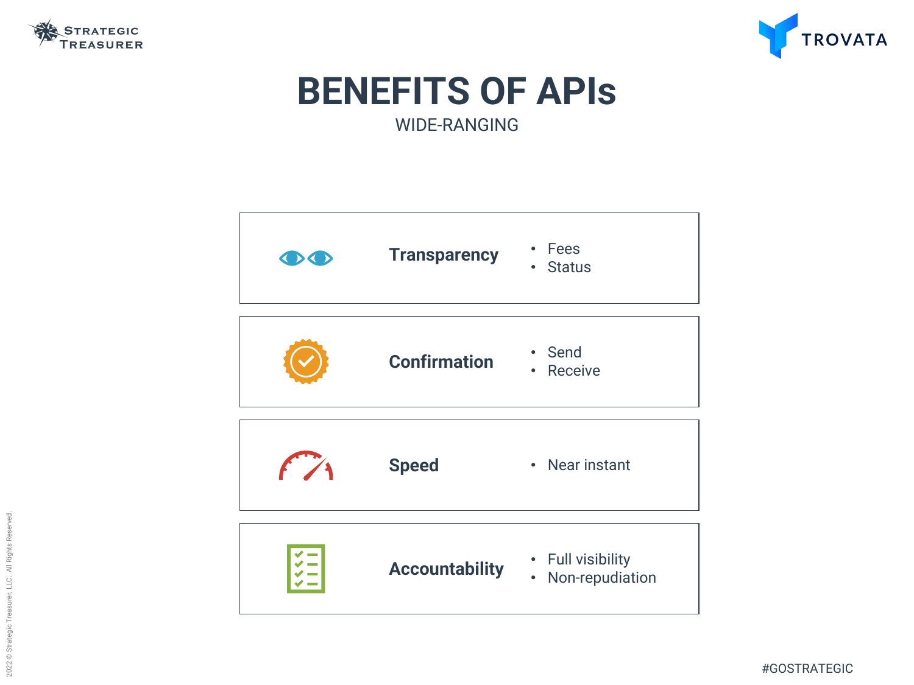# BENEFITS OF APIs

WIDE-RANGING

| | | |
|---|---|---|
| **Transparency** | • Fees<br>• Status |
| **Confirmation** | • Send<br>• Receive |
| **Speed** | • Near instant |
| **Accountability** | • Full visibility<br>• Non-repudiation |

#GOSTRATEGIC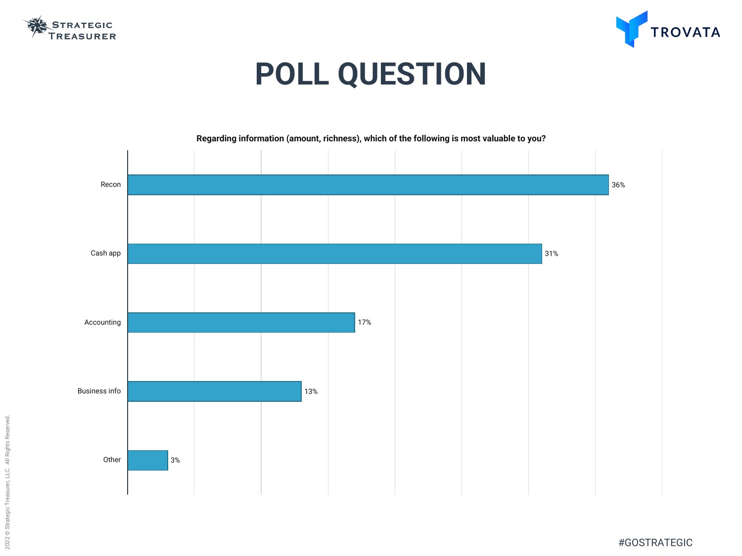# POLL QUESTION

**Regarding information (amount, richness), which of the following is most valuable to you?**

| Response | Percentage |
|---|---|
| Recon | 36% |
| Cash app | 31% |
| Accounting | 17% |
| Business info | 13% |
| Other | 3% |

#GOSTRATEGIC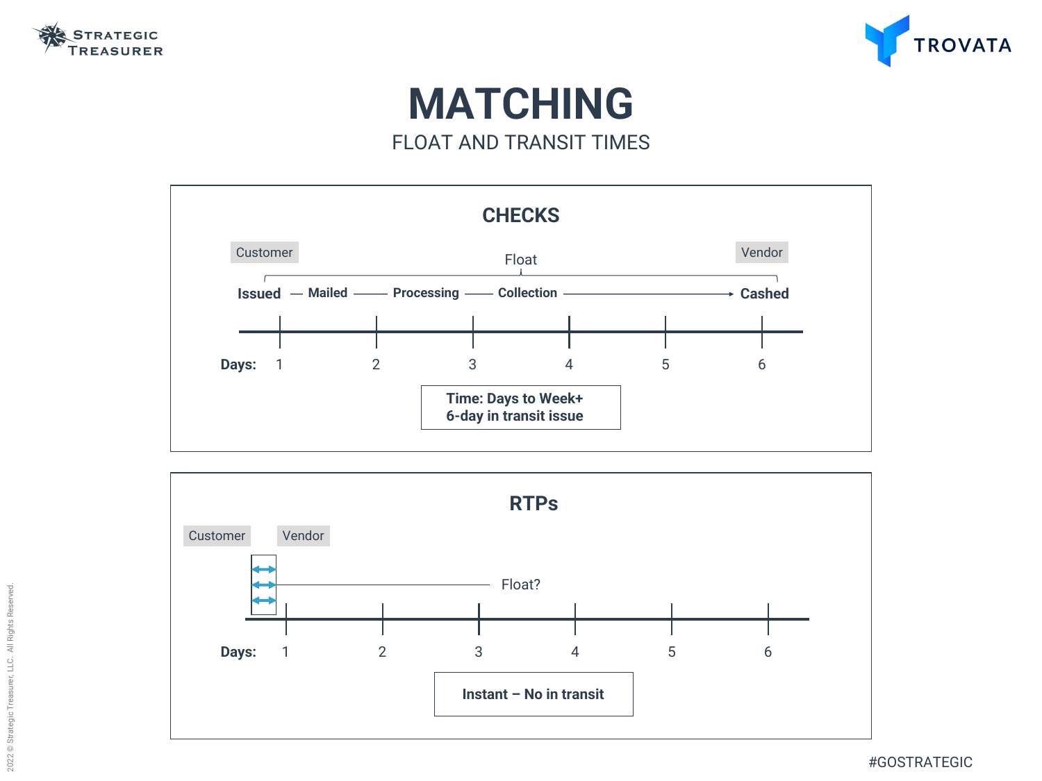# MATCHING

FLOAT AND TRANSIT TIMES

## CHECKS

Customer — Vendor

Float

**Issued** — **Mailed** —— **Processing** —— **Collection** ——→ **Cashed**

**Days:** 1 2 3 4 5 6

**Time: Days to Week+**
**6-day in transit issue**

## RTPs

Customer — Vendor

Float?

**Days:** 1 2 3 4 5 6

**Instant – No in transit**

#GOSTRATEGIC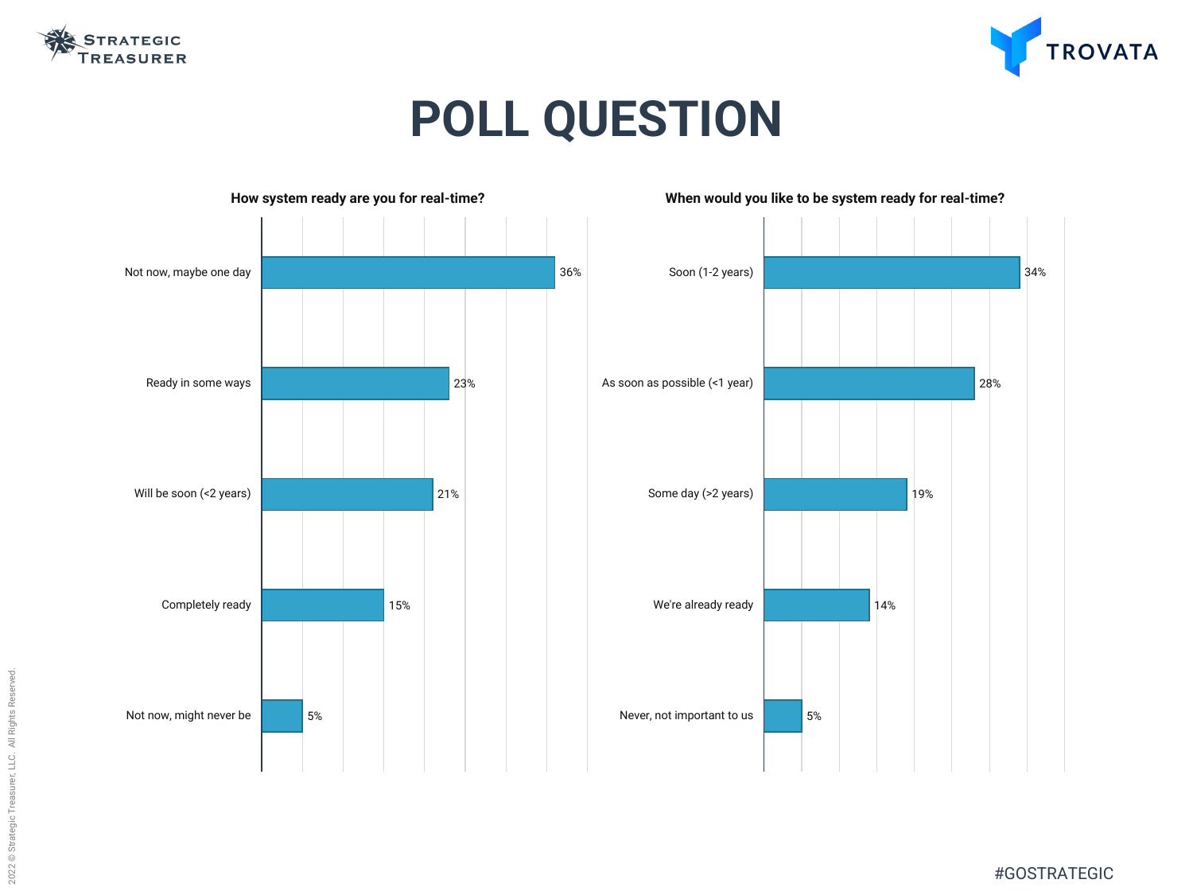# POLL QUESTION

**How system ready are you for real-time?**

| Response | Percentage |
| --- | --- |
| Not now, maybe one day | 36% |
| Ready in some ways | 23% |
| Will be soon (<2 years) | 21% |
| Completely ready | 15% |
| Not now, might never be | 5% |

**When would you like to be system ready for real-time?**

| Response | Percentage |
| --- | --- |
| Soon (1-2 years) | 34% |
| As soon as possible (<1 year) | 28% |
| Some day (>2 years) | 19% |
| We're already ready | 14% |
| Never, not important to us | 5% |

#GOSTRATEGIC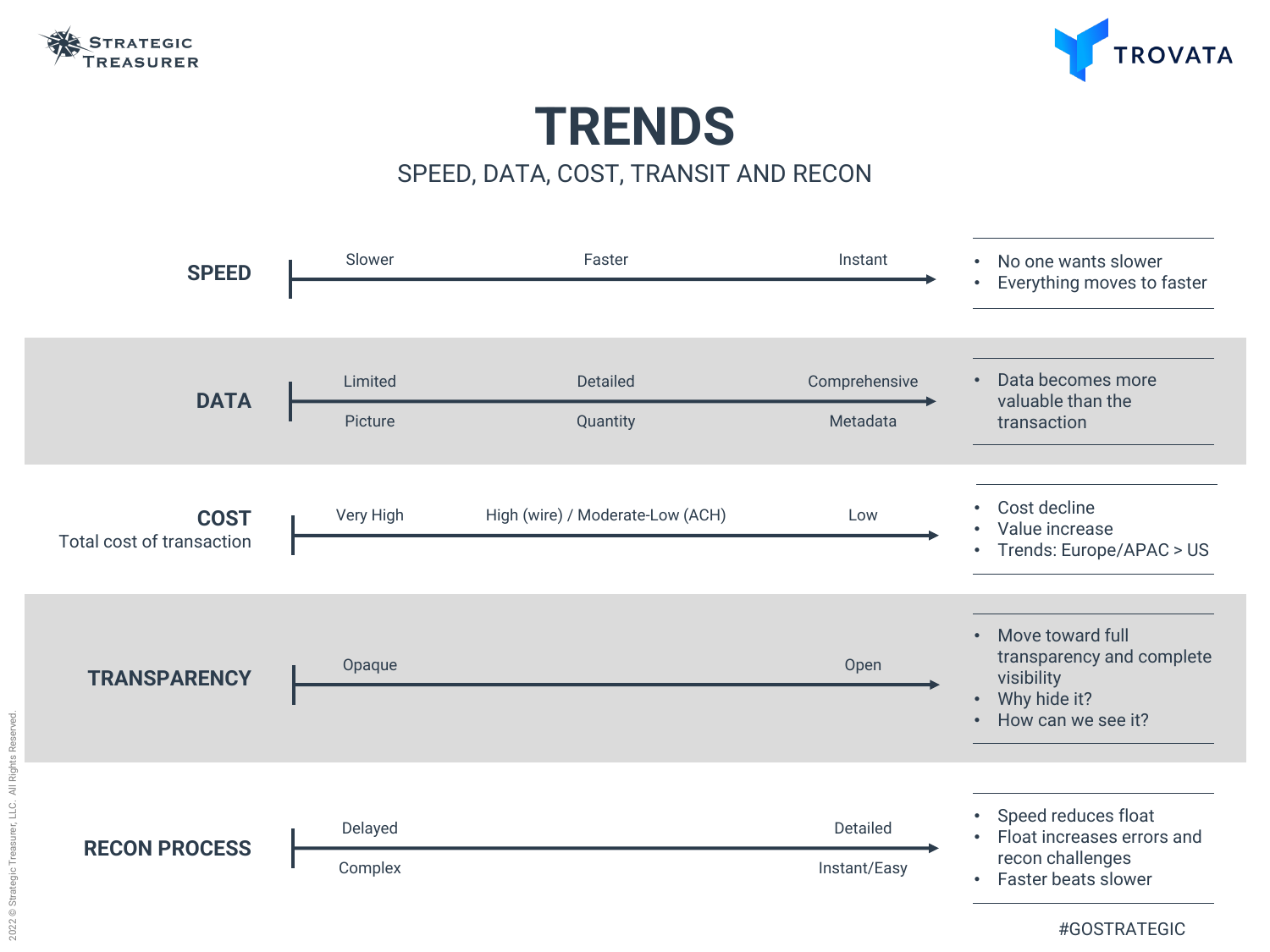# TRENDS

## SPEED, DATA, COST, TRANSIT AND RECON

| Trend | Left | Middle | Right | Notes |
|---|---|---|---|---|
| **SPEED** | Slower | Faster | Instant | • No one wants slower<br>• Everything moves to faster |
| **DATA** | Limited / Picture | Detailed / Quantity | Comprehensive / Metadata | • Data becomes more valuable than the transaction |
| **COST** Total cost of transaction | Very High | High (wire) / Moderate-Low (ACH) | Low | • Cost decline<br>• Value increase<br>• Trends: Europe/APAC > US |
| **TRANSPARENCY** | Opaque | | Open | • Move toward full transparency and complete visibility<br>• Why hide it?<br>• How can we see it? |
| **RECON PROCESS** | Delayed / Complex | | Detailed / Instant/Easy | • Speed reduces float<br>• Float increases errors and recon challenges<br>• Faster beats slower |

#GOSTRATEGIC

2022 © Strategic Treasurer, LLC. All Rights Reserved.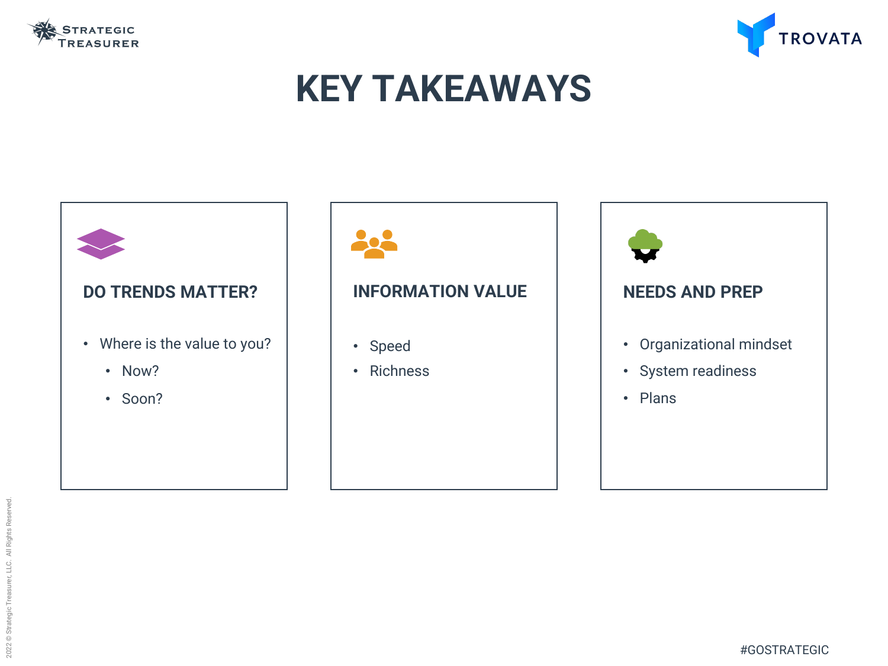# KEY TAKEAWAYS

## DO TRENDS MATTER?

- Where is the value to you?
  - Now?
  - Soon?

## INFORMATION VALUE

- Speed
- Richness

## NEEDS AND PREP

- Organizational mindset
- System readiness
- Plans

#GOSTRATEGIC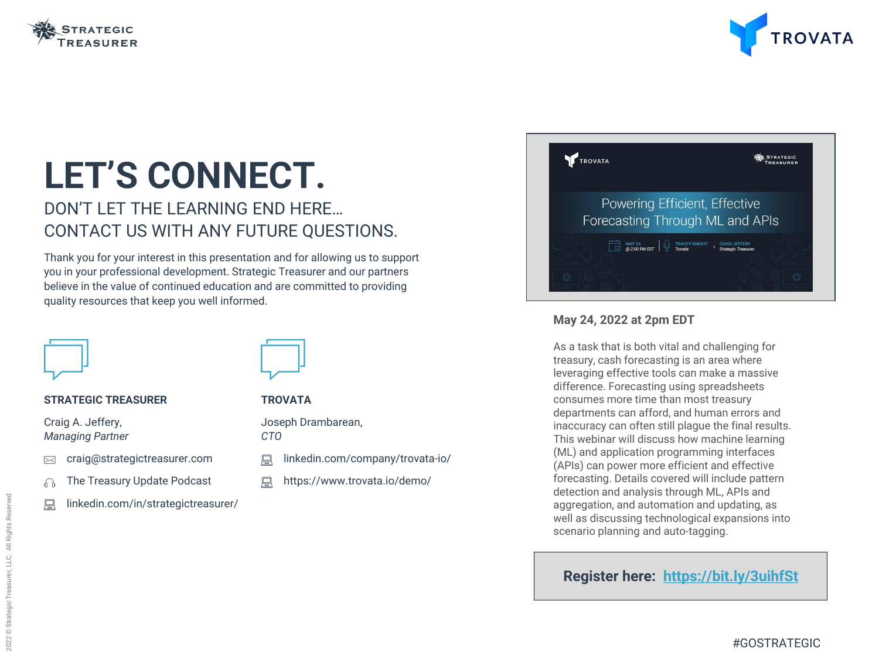# LET'S CONNECT.

## DON'T LET THE LEARNING END HERE… CONTACT US WITH ANY FUTURE QUESTIONS.

Thank you for your interest in this presentation and for allowing us to support you in your professional development. Strategic Treasurer and our partners believe in the value of continued education and are committed to providing quality resources that keep you well informed.

**STRATEGIC TREASURER**

Craig A. Jeffery,
*Managing Partner*

- craig@strategictreasurer.com
- The Treasury Update Podcast
- linkedin.com/in/strategictreasurer/

**TROVATA**

Joseph Drambarean,
*CTO*

- linkedin.com/company/trovata-io/
- https://www.trovata.io/demo/

**May 24, 2022 at 2pm EDT**

As a task that is both vital and challenging for treasury, cash forecasting is an area where leveraging effective tools can make a massive difference. Forecasting using spreadsheets consumes more time than most treasury departments can afford, and human errors and inaccuracy can often still plague the final results. This webinar will discuss how machine learning (ML) and application programming interfaces (APIs) can power more efficient and effective forecasting. Details covered will include pattern detection and analysis through ML, APIs and aggregation, and automation and updating, as well as discussing technological expansions into scenario planning and auto-tagging.

**Register here: https://bit.ly/3uihfSt**

#GOSTRATEGIC

2022 © Strategic Treasurer, LLC. All Rights Reserved.